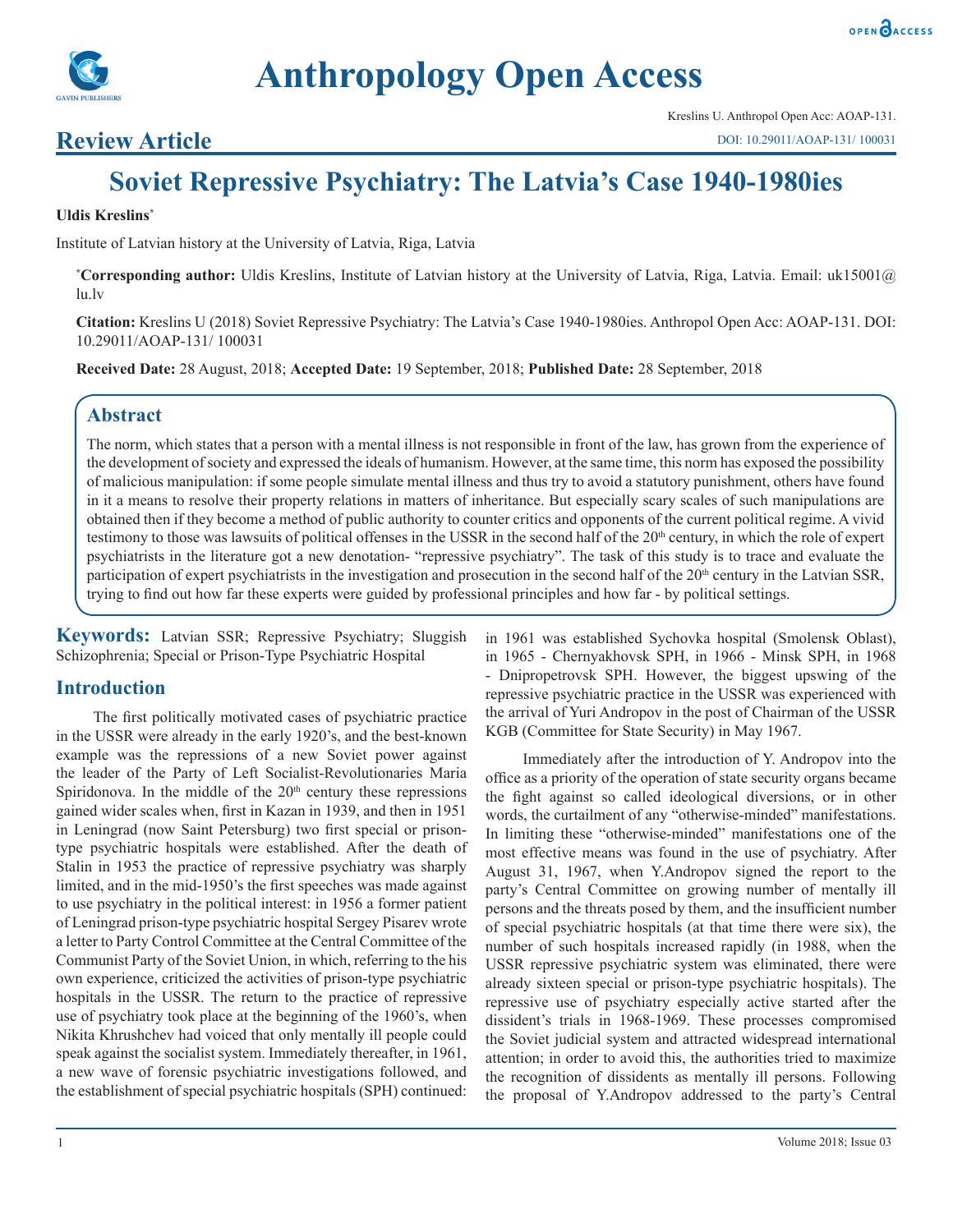# Soviet Repressive Psychiatry: The Latvia's Case 1940-1980ies

**Review Article**

**Uldis Kreslins***

Institute of Latvian history at the University of Latvia, Riga, Latvia

***Corresponding author:** Uldis Kreslins, Institute of Latvian history at the University of Latvia, Riga, Latvia. Email: uk15001@lu.lv

**Citation:** Kreslins U (2018) Soviet Repressive Psychiatry: The Latvia's Case 1940-1980ies. Anthropol Open Acc: AOAP-131. DOI: 10.29011/AOAP-131/ 100031

**Received Date:** 28 August, 2018; **Accepted Date:** 19 September, 2018; **Published Date:** 28 September, 2018

## Abstract

The norm, which states that a person with a mental illness is not responsible in front of the law, has grown from the experience of the development of society and expressed the ideals of humanism. However, at the same time, this norm has exposed the possibility of malicious manipulation: if some people simulate mental illness and thus try to avoid a statutory punishment, others have found in it a means to resolve their property relations in matters of inheritance. But especially scary scales of such manipulations are obtained then if they become a method of public authority to counter critics and opponents of the current political regime. A vivid testimony to those was lawsuits of political offenses in the USSR in the second half of the 20th century, in which the role of expert psychiatrists in the literature got a new denotation- "repressive psychiatry". The task of this study is to trace and evaluate the participation of expert psychiatrists in the investigation and prosecution in the second half of the 20th century in the Latvian SSR, trying to find out how far these experts were guided by professional principles and how far - by political settings.

**Keywords:** Latvian SSR; Repressive Psychiatry; Sluggish Schizophrenia; Special or Prison-Type Psychiatric Hospital

## Introduction

The first politically motivated cases of psychiatric practice in the USSR were already in the early 1920's, and the best-known example was the repressions of a new Soviet power against the leader of the Party of Left Socialist-Revolutionaries Maria Spiridonova. In the middle of the 20th century these repressions gained wider scales when, first in Kazan in 1939, and then in 1951 in Leningrad (now Saint Petersburg) two first special or prison-type psychiatric hospitals were established. After the death of Stalin in 1953 the practice of repressive psychiatry was sharply limited, and in the mid-1950's the first speeches was made against to use psychiatry in the political interest: in 1956 a former patient of Leningrad prison-type psychiatric hospital Sergey Pisarev wrote a letter to Party Control Committee at the Central Committee of the Communist Party of the Soviet Union, in which, referring to the his own experience, criticized the activities of prison-type psychiatric hospitals in the USSR. The return to the practice of repressive use of psychiatry took place at the beginning of the 1960's, when Nikita Khrushchev had voiced that only mentally ill people could speak against the socialist system. Immediately thereafter, in 1961, a new wave of forensic psychiatric investigations followed, and the establishment of special psychiatric hospitals (SPH) continued: in 1961 was established Sychovka hospital (Smolensk Oblast), in 1965 - Chernyakhovsk SPH, in 1966 - Minsk SPH, in 1968 - Dnipropetrovsk SPH. However, the biggest upswing of the repressive psychiatric practice in the USSR was experienced with the arrival of Yuri Andropov in the post of Chairman of the USSR KGB (Committee for State Security) in May 1967.

Immediately after the introduction of Y. Andropov into the office as a priority of the operation of state security organs became the fight against so called ideological diversions, or in other words, the curtailment of any "otherwise-minded" manifestations. In limiting these "otherwise-minded" manifestations one of the most effective means was found in the use of psychiatry. After August 31, 1967, when Y.Andropov signed the report to the party's Central Committee on growing number of mentally ill persons and the threats posed by them, and the insufficient number of special psychiatric hospitals (at that time there were six), the number of such hospitals increased rapidly (in 1988, when the USSR repressive psychiatric system was eliminated, there were already sixteen special or prison-type psychiatric hospitals). The repressive use of psychiatry especially active started after the dissident's trials in 1968-1969. These processes compromised the Soviet judicial system and attracted widespread international attention; in order to avoid this, the authorities tried to maximize the recognition of dissidents as mentally ill persons. Following the proposal of Y.Andropov addressed to the party's Central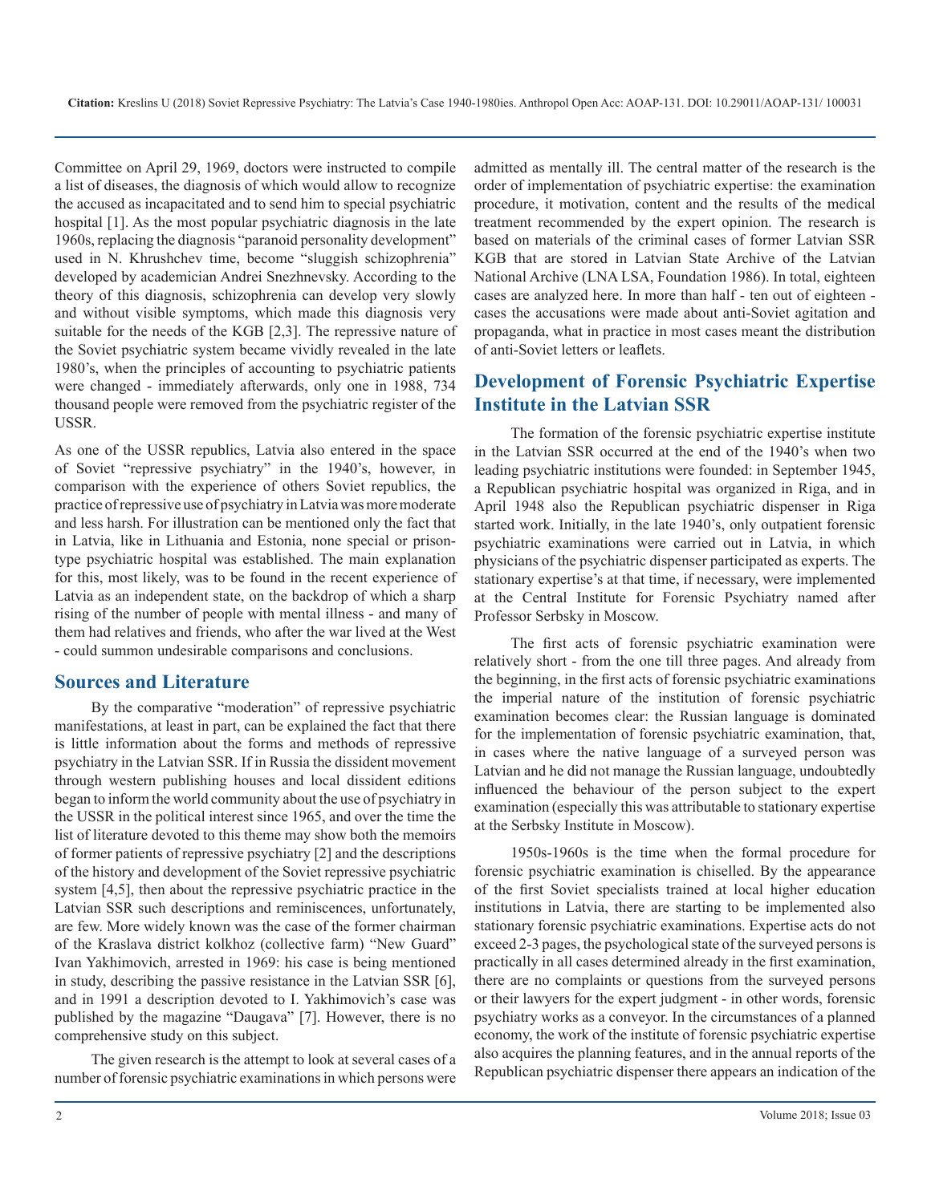Committee on April 29, 1969, doctors were instructed to compile a list of diseases, the diagnosis of which would allow to recognize the accused as incapacitated and to send him to special psychiatric hospital [1]. As the most popular psychiatric diagnosis in the late 1960s, replacing the diagnosis "paranoid personality development" used in N. Khrushchev time, become "sluggish schizophrenia" developed by academician Andrei Snezhnevsky. According to the theory of this diagnosis, schizophrenia can develop very slowly and without visible symptoms, which made this diagnosis very suitable for the needs of the KGB [2,3]. The repressive nature of the Soviet psychiatric system became vividly revealed in the late 1980's, when the principles of accounting to psychiatric patients were changed - immediately afterwards, only one in 1988, 734 thousand people were removed from the psychiatric register of the USSR.

As one of the USSR republics, Latvia also entered in the space of Soviet "repressive psychiatry" in the 1940's, however, in comparison with the experience of others Soviet republics, the practice of repressive use of psychiatry in Latvia was more moderate and less harsh. For illustration can be mentioned only the fact that in Latvia, like in Lithuania and Estonia, none special or prison-type psychiatric hospital was established. The main explanation for this, most likely, was to be found in the recent experience of Latvia as an independent state, on the backdrop of which a sharp rising of the number of people with mental illness - and many of them had relatives and friends, who after the war lived at the West - could summon undesirable comparisons and conclusions.

## Sources and Literature

By the comparative "moderation" of repressive psychiatric manifestations, at least in part, can be explained the fact that there is little information about the forms and methods of repressive psychiatry in the Latvian SSR. If in Russia the dissident movement through western publishing houses and local dissident editions began to inform the world community about the use of psychiatry in the USSR in the political interest since 1965, and over the time the list of literature devoted to this theme may show both the memoirs of former patients of repressive psychiatry [2] and the descriptions of the history and development of the Soviet repressive psychiatric system [4,5], then about the repressive psychiatric practice in the Latvian SSR such descriptions and reminiscences, unfortunately, are few. More widely known was the case of the former chairman of the Kraslava district kolkhoz (collective farm) "New Guard" Ivan Yakhimovich, arrested in 1969: his case is being mentioned in study, describing the passive resistance in the Latvian SSR [6], and in 1991 a description devoted to I. Yakhimovich's case was published by the magazine "Daugava" [7]. However, there is no comprehensive study on this subject.

The given research is the attempt to look at several cases of a number of forensic psychiatric examinations in which persons were admitted as mentally ill. The central matter of the research is the order of implementation of psychiatric expertise: the examination procedure, it motivation, content and the results of the medical treatment recommended by the expert opinion. The research is based on materials of the criminal cases of former Latvian SSR KGB that are stored in Latvian State Archive of the Latvian National Archive (LNA LSA, Foundation 1986). In total, eighteen cases are analyzed here. In more than half - ten out of eighteen - cases the accusations were made about anti-Soviet agitation and propaganda, what in practice in most cases meant the distribution of anti-Soviet letters or leaflets.

## Development of Forensic Psychiatric Expertise Institute in the Latvian SSR

The formation of the forensic psychiatric expertise institute in the Latvian SSR occurred at the end of the 1940's when two leading psychiatric institutions were founded: in September 1945, a Republican psychiatric hospital was organized in Riga, and in April 1948 also the Republican psychiatric dispenser in Riga started work. Initially, in the late 1940's, only outpatient forensic psychiatric examinations were carried out in Latvia, in which physicians of the psychiatric dispenser participated as experts. The stationary expertise's at that time, if necessary, were implemented at the Central Institute for Forensic Psychiatry named after Professor Serbsky in Moscow.

The first acts of forensic psychiatric examination were relatively short - from the one till three pages. And already from the beginning, in the first acts of forensic psychiatric examinations the imperial nature of the institution of forensic psychiatric examination becomes clear: the Russian language is dominated for the implementation of forensic psychiatric examination, that, in cases where the native language of a surveyed person was Latvian and he did not manage the Russian language, undoubtedly influenced the behaviour of the person subject to the expert examination (especially this was attributable to stationary expertise at the Serbsky Institute in Moscow).

1950s-1960s is the time when the formal procedure for forensic psychiatric examination is chiselled. By the appearance of the first Soviet specialists trained at local higher education institutions in Latvia, there are starting to be implemented also stationary forensic psychiatric examinations. Expertise acts do not exceed 2-3 pages, the psychological state of the surveyed persons is practically in all cases determined already in the first examination, there are no complaints or questions from the surveyed persons or their lawyers for the expert judgment - in other words, forensic psychiatry works as a conveyor. In the circumstances of a planned economy, the work of the institute of forensic psychiatric expertise also acquires the planning features, and in the annual reports of the Republican psychiatric dispenser there appears an indication of the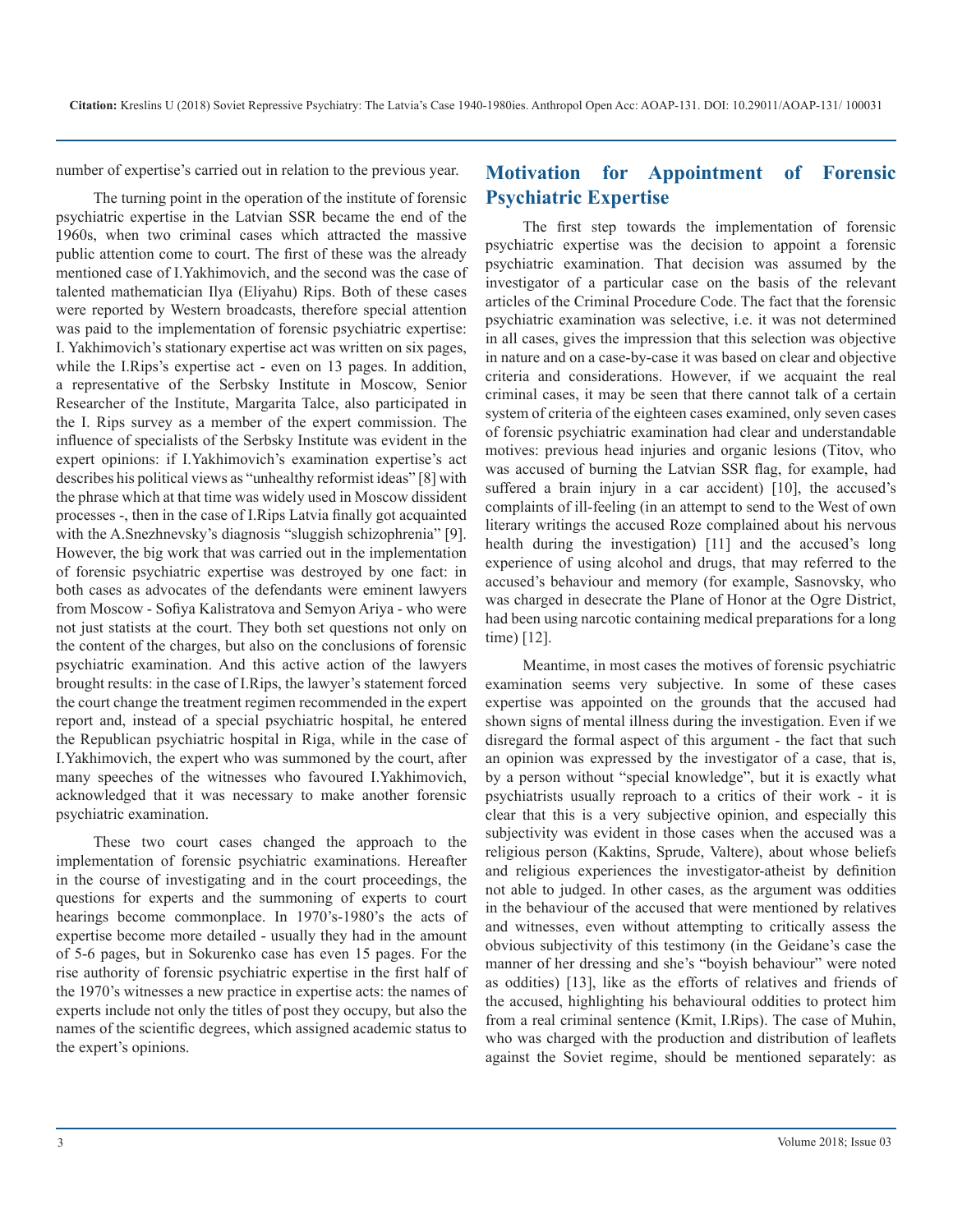number of expertise's carried out in relation to the previous year.

The turning point in the operation of the institute of forensic psychiatric expertise in the Latvian SSR became the end of the 1960s, when two criminal cases which attracted the massive public attention come to court. The first of these was the already mentioned case of I.Yakhimovich, and the second was the case of talented mathematician Ilya (Eliyahu) Rips. Both of these cases were reported by Western broadcasts, therefore special attention was paid to the implementation of forensic psychiatric expertise: I. Yakhimovich's stationary expertise act was written on six pages, while the I.Rips's expertise act - even on 13 pages. In addition, a representative of the Serbsky Institute in Moscow, Senior Researcher of the Institute, Margarita Talce, also participated in the I. Rips survey as a member of the expert commission. The influence of specialists of the Serbsky Institute was evident in the expert opinions: if I.Yakhimovich's examination expertise's act describes his political views as "unhealthy reformist ideas" [8] with the phrase which at that time was widely used in Moscow dissident processes -, then in the case of I.Rips Latvia finally got acquainted with the A.Snezhnevsky's diagnosis "sluggish schizophrenia" [9]. However, the big work that was carried out in the implementation of forensic psychiatric expertise was destroyed by one fact: in both cases as advocates of the defendants were eminent lawyers from Moscow - Sofiya Kalistratova and Semyon Ariya - who were not just statists at the court. They both set questions not only on the content of the charges, but also on the conclusions of forensic psychiatric examination. And this active action of the lawyers brought results: in the case of I.Rips, the lawyer's statement forced the court change the treatment regimen recommended in the expert report and, instead of a special psychiatric hospital, he entered the Republican psychiatric hospital in Riga, while in the case of I.Yakhimovich, the expert who was summoned by the court, after many speeches of the witnesses who favoured I.Yakhimovich, acknowledged that it was necessary to make another forensic psychiatric examination.

These two court cases changed the approach to the implementation of forensic psychiatric examinations. Hereafter in the course of investigating and in the court proceedings, the questions for experts and the summoning of experts to court hearings become commonplace. In 1970's-1980's the acts of expertise become more detailed - usually they had in the amount of 5-6 pages, but in Sokurenko case has even 15 pages. For the rise authority of forensic psychiatric expertise in the first half of the 1970's witnesses a new practice in expertise acts: the names of experts include not only the titles of post they occupy, but also the names of the scientific degrees, which assigned academic status to the expert's opinions.

## Motivation for Appointment of Forensic Psychiatric Expertise

The first step towards the implementation of forensic psychiatric expertise was the decision to appoint a forensic psychiatric examination. That decision was assumed by the investigator of a particular case on the basis of the relevant articles of the Criminal Procedure Code. The fact that the forensic psychiatric examination was selective, i.e. it was not determined in all cases, gives the impression that this selection was objective in nature and on a case-by-case it was based on clear and objective criteria and considerations. However, if we acquaint the real criminal cases, it may be seen that there cannot talk of a certain system of criteria of the eighteen cases examined, only seven cases of forensic psychiatric examination had clear and understandable motives: previous head injuries and organic lesions (Titov, who was accused of burning the Latvian SSR flag, for example, had suffered a brain injury in a car accident) [10], the accused's complaints of ill-feeling (in an attempt to send to the West of own literary writings the accused Roze complained about his nervous health during the investigation) [11] and the accused's long experience of using alcohol and drugs, that may referred to the accused's behaviour and memory (for example, Sasnovsky, who was charged in desecrate the Plane of Honor at the Ogre District, had been using narcotic containing medical preparations for a long time) [12].

Meantime, in most cases the motives of forensic psychiatric examination seems very subjective. In some of these cases expertise was appointed on the grounds that the accused had shown signs of mental illness during the investigation. Even if we disregard the formal aspect of this argument - the fact that such an opinion was expressed by the investigator of a case, that is, by a person without "special knowledge", but it is exactly what psychiatrists usually reproach to a critics of their work - it is clear that this is a very subjective opinion, and especially this subjectivity was evident in those cases when the accused was a religious person (Kaktins, Sprude, Valtere), about whose beliefs and religious experiences the investigator-atheist by definition not able to judged. In other cases, as the argument was oddities in the behaviour of the accused that were mentioned by relatives and witnesses, even without attempting to critically assess the obvious subjectivity of this testimony (in the Geidane's case the manner of her dressing and she's "boyish behaviour" were noted as oddities) [13], like as the efforts of relatives and friends of the accused, highlighting his behavioural oddities to protect him from a real criminal sentence (Kmit, I.Rips). The case of Muhin, who was charged with the production and distribution of leaflets against the Soviet regime, should be mentioned separately: as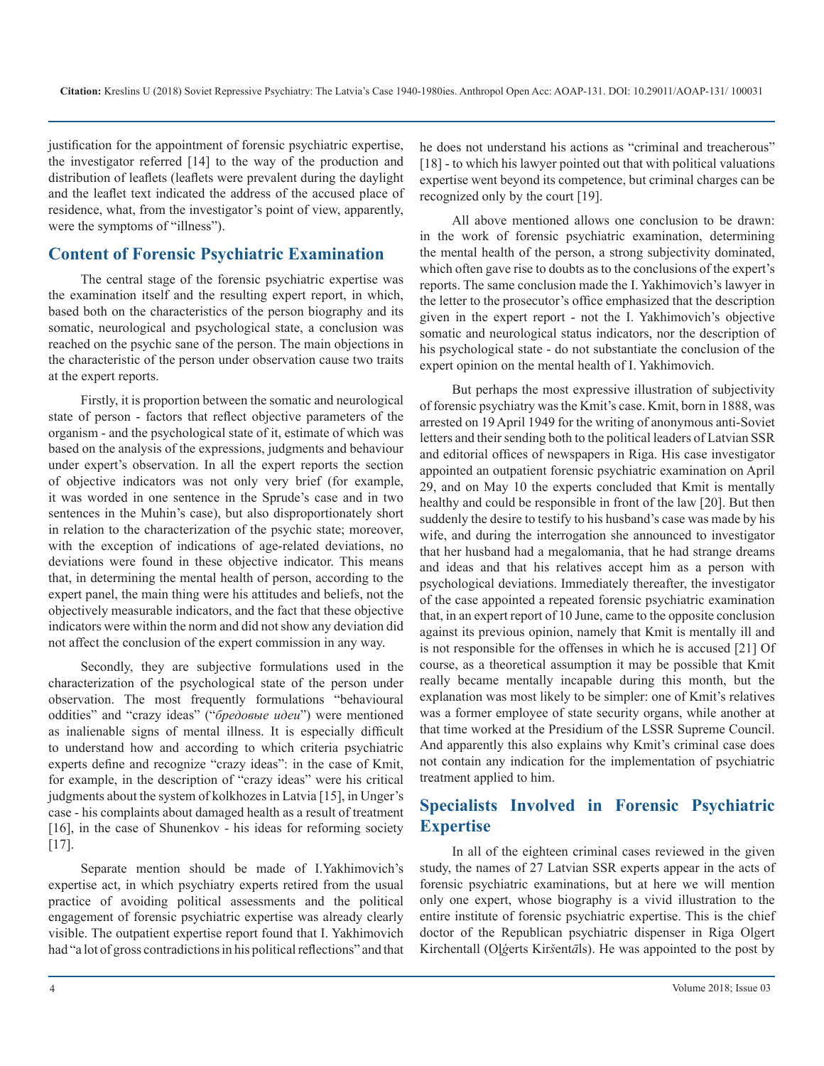justification for the appointment of forensic psychiatric expertise, the investigator referred [14] to the way of the production and distribution of leaflets (leaflets were prevalent during the daylight and the leaflet text indicated the address of the accused place of residence, what, from the investigator's point of view, apparently, were the symptoms of "illness").

## Content of Forensic Psychiatric Examination

The central stage of the forensic psychiatric expertise was the examination itself and the resulting expert report, in which, based both on the characteristics of the person biography and its somatic, neurological and psychological state, a conclusion was reached on the psychic sane of the person. The main objections in the characteristic of the person under observation cause two traits at the expert reports.

Firstly, it is proportion between the somatic and neurological state of person - factors that reflect objective parameters of the organism - and the psychological state of it, estimate of which was based on the analysis of the expressions, judgments and behaviour under expert's observation. In all the expert reports the section of objective indicators was not only very brief (for example, it was worded in one sentence in the Sprude's case and in two sentences in the Muhin's case), but also disproportionately short in relation to the characterization of the psychic state; moreover, with the exception of indications of age-related deviations, no deviations were found in these objective indicator. This means that, in determining the mental health of person, according to the expert panel, the main thing were his attitudes and beliefs, not the objectively measurable indicators, and the fact that these objective indicators were within the norm and did not show any deviation did not affect the conclusion of the expert commission in any way.

Secondly, they are subjective formulations used in the characterization of the psychological state of the person under observation. The most frequently formulations "behavioural oddities" and "crazy ideas" ("*бредовые идеи*") were mentioned as inalienable signs of mental illness. It is especially difficult to understand how and according to which criteria psychiatric experts define and recognize "crazy ideas": in the case of Kmit, for example, in the description of "crazy ideas" were his critical judgments about the system of kolkhozes in Latvia [15], in Unger's case - his complaints about damaged health as a result of treatment [16], in the case of Shunenkov - his ideas for reforming society [17].

Separate mention should be made of I.Yakhimovich's expertise act, in which psychiatry experts retired from the usual practice of avoiding political assessments and the political engagement of forensic psychiatric expertise was already clearly visible. The outpatient expertise report found that I. Yakhimovich had "a lot of gross contradictions in his political reflections" and that he does not understand his actions as "criminal and treacherous" [18] - to which his lawyer pointed out that with political valuations expertise went beyond its competence, but criminal charges can be recognized only by the court [19].

All above mentioned allows one conclusion to be drawn: in the work of forensic psychiatric examination, determining the mental health of the person, a strong subjectivity dominated, which often gave rise to doubts as to the conclusions of the expert's reports. The same conclusion made the I. Yakhimovich's lawyer in the letter to the prosecutor's office emphasized that the description given in the expert report - not the I. Yakhimovich's objective somatic and neurological status indicators, nor the description of his psychological state - do not substantiate the conclusion of the expert opinion on the mental health of I. Yakhimovich.

But perhaps the most expressive illustration of subjectivity of forensic psychiatry was the Kmit's case. Kmit, born in 1888, was arrested on 19 April 1949 for the writing of anonymous anti-Soviet letters and their sending both to the political leaders of Latvian SSR and editorial offices of newspapers in Riga. His case investigator appointed an outpatient forensic psychiatric examination on April 29, and on May 10 the experts concluded that Kmit is mentally healthy and could be responsible in front of the law [20]. But then suddenly the desire to testify to his husband's case was made by his wife, and during the interrogation she announced to investigator that her husband had a megalomania, that he had strange dreams and ideas and that his relatives accept him as a person with psychological deviations. Immediately thereafter, the investigator of the case appointed a repeated forensic psychiatric examination that, in an expert report of 10 June, came to the opposite conclusion against its previous opinion, namely that Kmit is mentally ill and is not responsible for the offenses in which he is accused [21] Of course, as a theoretical assumption it may be possible that Kmit really became mentally incapable during this month, but the explanation was most likely to be simpler: one of Kmit's relatives was a former employee of state security organs, while another at that time worked at the Presidium of the LSSR Supreme Council. And apparently this also explains why Kmit's criminal case does not contain any indication for the implementation of psychiatric treatment applied to him.

## Specialists Involved in Forensic Psychiatric Expertise

In all of the eighteen criminal cases reviewed in the given study, the names of 27 Latvian SSR experts appear in the acts of forensic psychiatric examinations, but at here we will mention only one expert, whose biography is a vivid illustration to the entire institute of forensic psychiatric expertise. This is the chief doctor of the Republican psychiatric dispenser in Riga Olgert Kirchentall (Olģerts Kiršentāls). He was appointed to the post by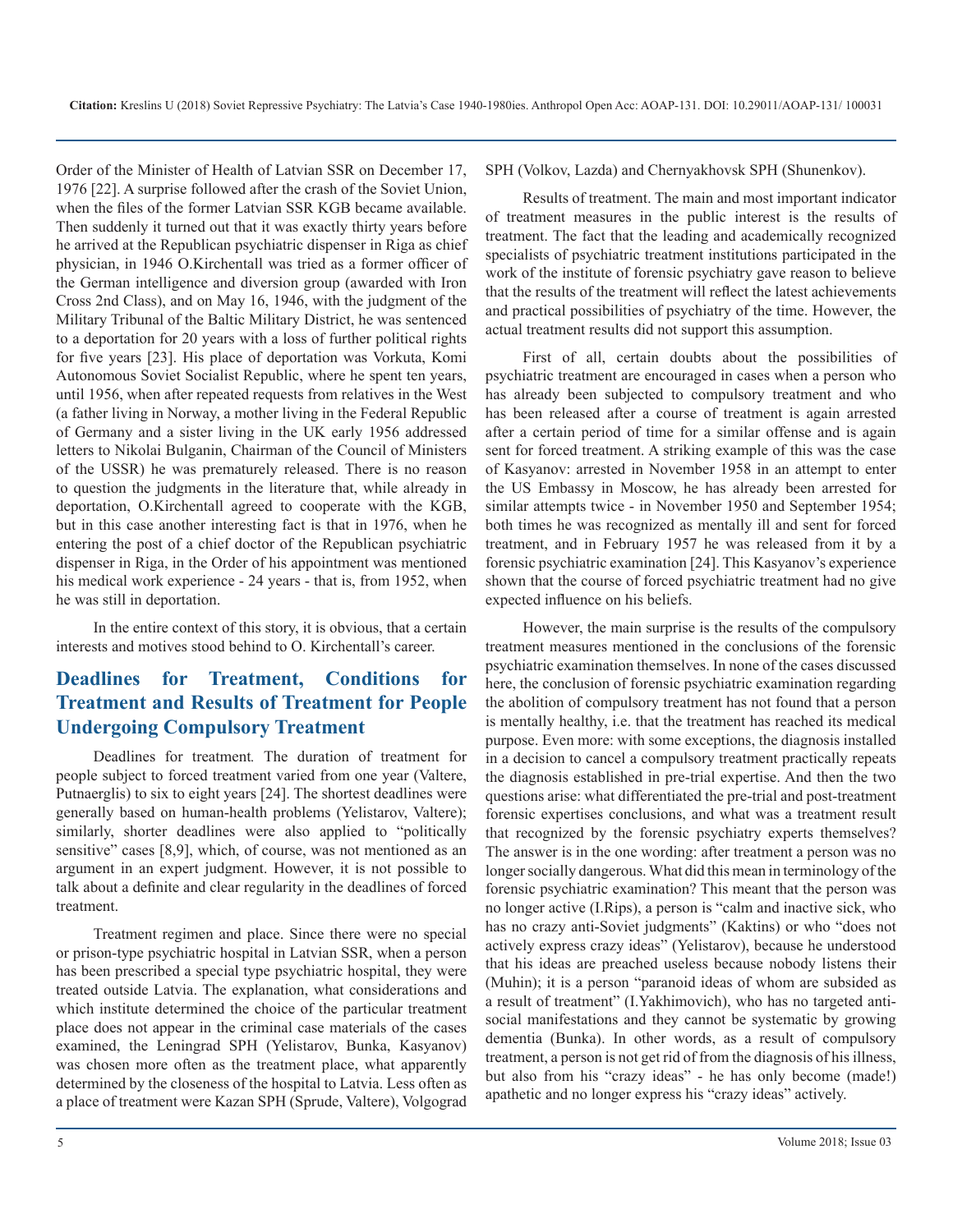Order of the Minister of Health of Latvian SSR on December 17, 1976 [22]. A surprise followed after the crash of the Soviet Union, when the files of the former Latvian SSR KGB became available. Then suddenly it turned out that it was exactly thirty years before he arrived at the Republican psychiatric dispenser in Riga as chief physician, in 1946 O.Kirchentall was tried as a former officer of the German intelligence and diversion group (awarded with Iron Cross 2nd Class), and on May 16, 1946, with the judgment of the Military Tribunal of the Baltic Military District, he was sentenced to a deportation for 20 years with a loss of further political rights for five years [23]. His place of deportation was Vorkuta, Komi Autonomous Soviet Socialist Republic, where he spent ten years, until 1956, when after repeated requests from relatives in the West (a father living in Norway, a mother living in the Federal Republic of Germany and a sister living in the UK early 1956 addressed letters to Nikolai Bulganin, Chairman of the Council of Ministers of the USSR) he was prematurely released. There is no reason to question the judgments in the literature that, while already in deportation, O.Kirchentall agreed to cooperate with the KGB, but in this case another interesting fact is that in 1976, when he entering the post of a chief doctor of the Republican psychiatric dispenser in Riga, in the Order of his appointment was mentioned his medical work experience - 24 years - that is, from 1952, when he was still in deportation.

In the entire context of this story, it is obvious, that a certain interests and motives stood behind to O. Kirchentall's career.

## Deadlines for Treatment, Conditions for Treatment and Results of Treatment for People Undergoing Compulsory Treatment

*Deadlines for treatment.* The duration of treatment for people subject to forced treatment varied from one year (Valtere, Putnaerglis) to six to eight years [24]. The shortest deadlines were generally based on human-health problems (Yelistarov, Valtere); similarly, shorter deadlines were also applied to "politically sensitive" cases [8,9], which, of course, was not mentioned as an argument in an expert judgment. However, it is not possible to talk about a definite and clear regularity in the deadlines of forced treatment.

Treatment regimen and place. Since there were no special or prison-type psychiatric hospital in Latvian SSR, when a person has been prescribed a special type psychiatric hospital, they were treated outside Latvia. The explanation, what considerations and which institute determined the choice of the particular treatment place does not appear in the criminal case materials of the cases examined, the Leningrad SPH (Yelistarov, Bunka, Kasyanov) was chosen more often as the treatment place, what apparently determined by the closeness of the hospital to Latvia. Less often as a place of treatment were Kazan SPH (Sprude, Valtere), Volgograd SPH (Volkov, Lazda) and Chernyakhovsk SPH (Shunenkov).

Results of treatment. The main and most important indicator of treatment measures in the public interest is the results of treatment. The fact that the leading and academically recognized specialists of psychiatric treatment institutions participated in the work of the institute of forensic psychiatry gave reason to believe that the results of the treatment will reflect the latest achievements and practical possibilities of psychiatry of the time. However, the actual treatment results did not support this assumption.

First of all, certain doubts about the possibilities of psychiatric treatment are encouraged in cases when a person who has already been subjected to compulsory treatment and who has been released after a course of treatment is again arrested after a certain period of time for a similar offense and is again sent for forced treatment. A striking example of this was the case of Kasyanov: arrested in November 1958 in an attempt to enter the US Embassy in Moscow, he has already been arrested for similar attempts twice - in November 1950 and September 1954; both times he was recognized as mentally ill and sent for forced treatment, and in February 1957 he was released from it by a forensic psychiatric examination [24]. This Kasyanov's experience shown that the course of forced psychiatric treatment had no give expected influence on his beliefs.

However, the main surprise is the results of the compulsory treatment measures mentioned in the conclusions of the forensic psychiatric examination themselves. In none of the cases discussed here, the conclusion of forensic psychiatric examination regarding the abolition of compulsory treatment has not found that a person is mentally healthy, i.e. that the treatment has reached its medical purpose. Even more: with some exceptions, the diagnosis installed in a decision to cancel a compulsory treatment practically repeats the diagnosis established in pre-trial expertise. And then the two questions arise: what differentiated the pre-trial and post-treatment forensic expertises conclusions, and what was a treatment result that recognized by the forensic psychiatry experts themselves? The answer is in the one wording: after treatment a person was no longer socially dangerous. What did this mean in terminology of the forensic psychiatric examination? This meant that the person was no longer active (I.Rips), a person is "calm and inactive sick, who has no crazy anti-Soviet judgments" (Kaktins) or who "does not actively express crazy ideas" (Yelistarov), because he understood that his ideas are preached useless because nobody listens their (Muhin); it is a person "paranoid ideas of whom are subsided as a result of treatment" (I.Yakhimovich), who has no targeted anti-social manifestations and they cannot be systematic by growing dementia (Bunka). In other words, as a result of compulsory treatment, a person is not get rid of from the diagnosis of his illness, but also from his "crazy ideas" - he has only become (made!) apathetic and no longer express his "crazy ideas" actively.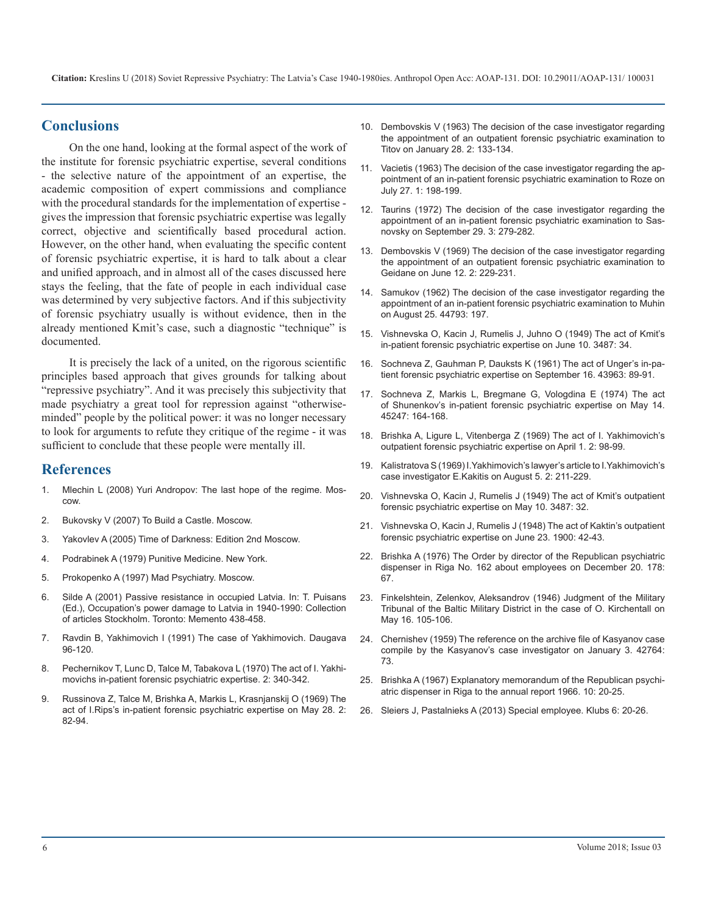## Conclusions

On the one hand, looking at the formal aspect of the work of the institute for forensic psychiatric expertise, several conditions - the selective nature of the appointment of an expertise, the academic composition of expert commissions and compliance with the procedural standards for the implementation of expertise - gives the impression that forensic psychiatric expertise was legally correct, objective and scientifically based procedural action. However, on the other hand, when evaluating the specific content of forensic psychiatric expertise, it is hard to talk about a clear and unified approach, and in almost all of the cases discussed here stays the feeling, that the fate of people in each individual case was determined by very subjective factors. And if this subjectivity of forensic psychiatry usually is without evidence, then in the already mentioned Kmit's case, such a diagnostic "technique" is documented.

It is precisely the lack of a united, on the rigorous scientific principles based approach that gives grounds for talking about "repressive psychiatry". And it was precisely this subjectivity that made psychiatry a great tool for repression against "otherwise-minded" people by the political power: it was no longer necessary to look for arguments to refute they critique of the regime - it was sufficient to conclude that these people were mentally ill.

## References

1. Mlechin L (2008) Yuri Andropov: The last hope of the regime. Moscow.
2. Bukovsky V (2007) To Build a Castle. Moscow.
3. Yakovlev A (2005) Time of Darkness: Edition 2nd Moscow.
4. Podrabinek A (1979) Punitive Medicine. New York.
5. Prokopenko A (1997) Mad Psychiatry. Moscow.
6. Silde A (2001) Passive resistance in occupied Latvia. In: T. Puisans (Ed.), Occupation's power damage to Latvia in 1940-1990: Collection of articles Stockholm. Toronto: Memento 438-458.
7. Ravdin B, Yakhimovich I (1991) The case of Yakhimovich. Daugava 96-120.
8. Pechernikov T, Lunc D, Talce M, Tabakova L (1970) The act of I. Yakhimovichs in-patient forensic psychiatric expertise. 2: 340-342.
9. Russinova Z, Talce M, Brishka A, Markis L, Krasnjanskij O (1969) The act of I.Rips's in-patient forensic psychiatric expertise on May 28. 2: 82-94.
10. Dembovskis V (1963) The decision of the case investigator regarding the appointment of an outpatient forensic psychiatric examination to Titov on January 28. 2: 133-134.
11. Vacietis (1963) The decision of the case investigator regarding the appointment of an in-patient forensic psychiatric examination to Roze on July 27. 1: 198-199.
12. Taurins (1972) The decision of the case investigator regarding the appointment of an in-patient forensic psychiatric examination to Sasnovsky on September 29. 3: 279-282.
13. Dembovskis V (1969) The decision of the case investigator regarding the appointment of an outpatient forensic psychiatric examination to Geidane on June 12. 2: 229-231.
14. Samukov (1962) The decision of the case investigator regarding the appointment of an in-patient forensic psychiatric examination to Muhin on August 25. 44793: 197.
15. Vishnevska O, Kacin J, Rumelis J, Juhno O (1949) The act of Kmit's in-patient forensic psychiatric expertise on June 10. 3487: 34.
16. Sochneva Z, Gauhman P, Dauksts K (1961) The act of Unger's in-patient forensic psychiatric expertise on September 16. 43963: 89-91.
17. Sochneva Z, Markis L, Bregmane G, Vologdina E (1974) The act of Shunenkov's in-patient forensic psychiatric expertise on May 14. 45247: 164-168.
18. Brishka A, Ligure L, Vitenberga Z (1969) The act of I. Yakhimovich's outpatient forensic psychiatric expertise on April 1. 2: 98-99.
19. Kalistratova S (1969) I.Yakhimovich's lawyer's article to I.Yakhimovich's case investigator E.Kakitis on August 5. 2: 211-229.
20. Vishnevska O, Kacin J, Rumelis J (1949) The act of Kmit's outpatient forensic psychiatric expertise on May 10. 3487: 32.
21. Vishnevska O, Kacin J, Rumelis J (1948) The act of Kaktin's outpatient forensic psychiatric expertise on June 23. 1900: 42-43.
22. Brishka A (1976) The Order by director of the Republican psychiatric dispenser in Riga No. 162 about employees on December 20. 178: 67.
23. Finkelshtein, Zelenkov, Aleksandrov (1946) Judgment of the Military Tribunal of the Baltic Military District in the case of O. Kirchentall on May 16. 105-106.
24. Chernishev (1959) The reference on the archive file of Kasyanov case compile by the Kasyanov's case investigator on January 3. 42764: 73.
25. Brishka A (1967) Explanatory memorandum of the Republican psychiatric dispenser in Riga to the annual report 1966. 10: 20-25.
26. Sleiers J, Pastalnieks A (2013) Special employee. Klubs 6: 20-26.